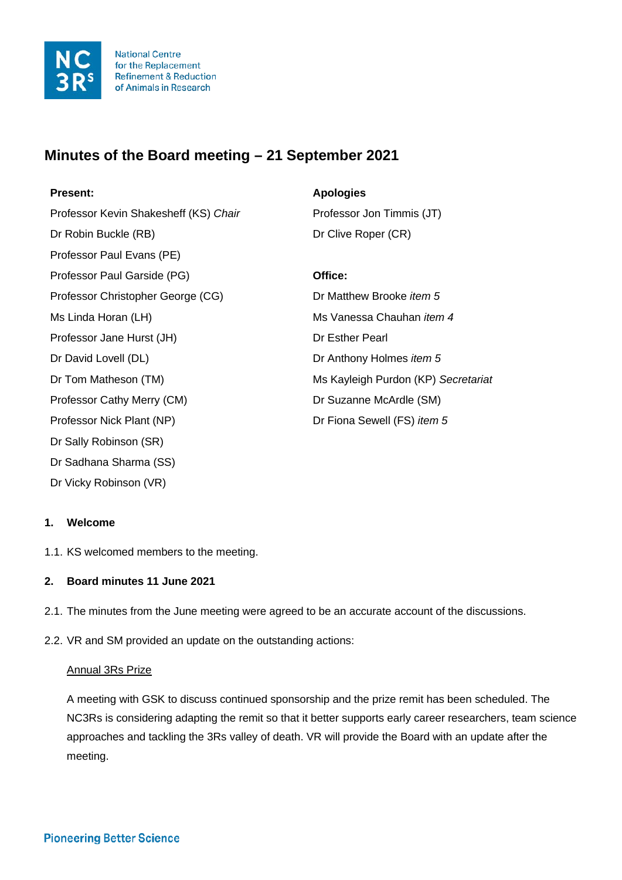National Centre for the Replacement Refinement & Reduction of Animals in Research

# Minutes of the Board meeting – 21 September 2021

**Present:**

Professor Kevin Shakesheff (KS) *Chair*
Dr Robin Buckle (RB)
Professor Paul Evans (PE)
Professor Paul Garside (PG)
Professor Christopher George (CG)
Ms Linda Horan (LH)
Professor Jane Hurst (JH)
Dr David Lovell (DL)
Dr Tom Matheson (TM)
Professor Cathy Merry (CM)
Professor Nick Plant (NP)
Dr Sally Robinson (SR)
Dr Sadhana Sharma (SS)
Dr Vicky Robinson (VR)

**Apologies**

Professor Jon Timmis (JT)
Dr Clive Roper (CR)

**Office:**

Dr Matthew Brooke *item 5*
Ms Vanessa Chauhan *item 4*
Dr Esther Pearl
Dr Anthony Holmes *item 5*
Ms Kayleigh Purdon (KP) *Secretariat*
Dr Suzanne McArdle (SM)
Dr Fiona Sewell (FS) *item 5*

**1. Welcome**

1.1. KS welcomed members to the meeting.

**2. Board minutes 11 June 2021**

2.1. The minutes from the June meeting were agreed to be an accurate account of the discussions.

2.2. VR and SM provided an update on the outstanding actions:

<u>Annual 3Rs Prize</u>

A meeting with GSK to discuss continued sponsorship and the prize remit has been scheduled. The NC3Rs is considering adapting the remit so that it better supports early career researchers, team science approaches and tackling the 3Rs valley of death. VR will provide the Board with an update after the meeting.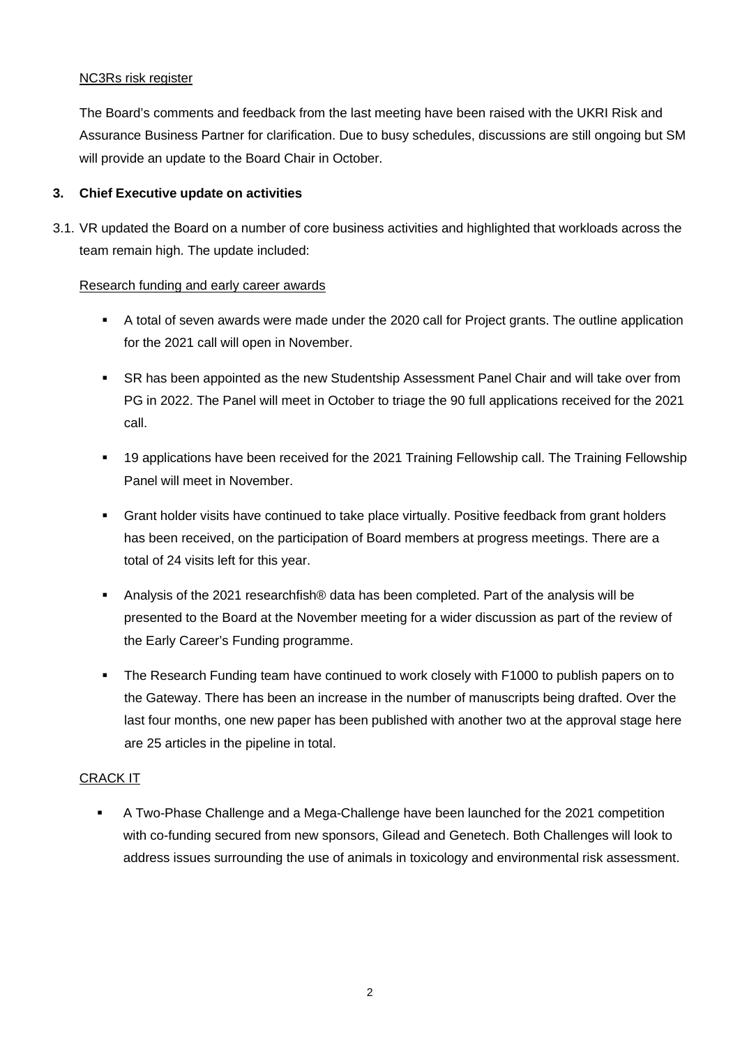NC3Rs risk register

The Board's comments and feedback from the last meeting have been raised with the UKRI Risk and Assurance Business Partner for clarification. Due to busy schedules, discussions are still ongoing but SM will provide an update to the Board Chair in October.

**3. Chief Executive update on activities**

3.1. VR updated the Board on a number of core business activities and highlighted that workloads across the team remain high. The update included:

Research funding and early career awards

- A total of seven awards were made under the 2020 call for Project grants. The outline application for the 2021 call will open in November.
- SR has been appointed as the new Studentship Assessment Panel Chair and will take over from PG in 2022. The Panel will meet in October to triage the 90 full applications received for the 2021 call.
- 19 applications have been received for the 2021 Training Fellowship call. The Training Fellowship Panel will meet in November.
- Grant holder visits have continued to take place virtually. Positive feedback from grant holders has been received, on the participation of Board members at progress meetings. There are a total of 24 visits left for this year.
- Analysis of the 2021 researchfish® data has been completed. Part of the analysis will be presented to the Board at the November meeting for a wider discussion as part of the review of the Early Career's Funding programme.
- The Research Funding team have continued to work closely with F1000 to publish papers on to the Gateway. There has been an increase in the number of manuscripts being drafted. Over the last four months, one new paper has been published with another two at the approval stage here are 25 articles in the pipeline in total.

CRACK IT

- A Two-Phase Challenge and a Mega-Challenge have been launched for the 2021 competition with co-funding secured from new sponsors, Gilead and Genetech. Both Challenges will look to address issues surrounding the use of animals in toxicology and environmental risk assessment.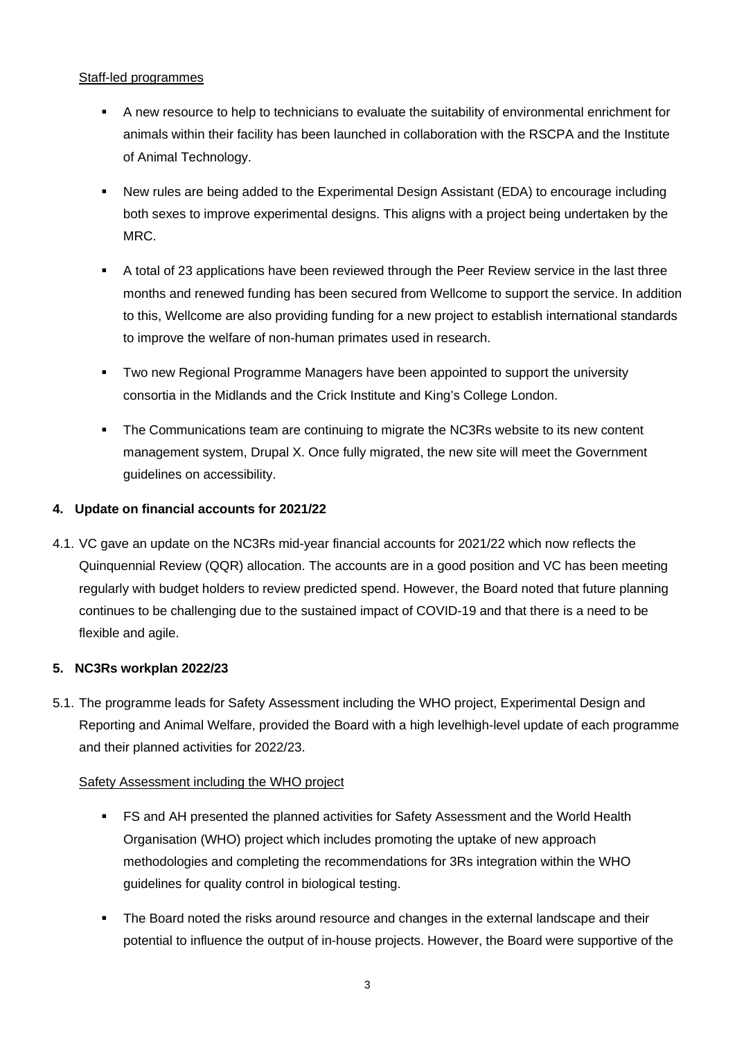Staff-led programmes

- A new resource to help to technicians to evaluate the suitability of environmental enrichment for animals within their facility has been launched in collaboration with the RSCPA and the Institute of Animal Technology.
- New rules are being added to the Experimental Design Assistant (EDA) to encourage including both sexes to improve experimental designs. This aligns with a project being undertaken by the MRC.
- A total of 23 applications have been reviewed through the Peer Review service in the last three months and renewed funding has been secured from Wellcome to support the service. In addition to this, Wellcome are also providing funding for a new project to establish international standards to improve the welfare of non-human primates used in research.
- Two new Regional Programme Managers have been appointed to support the university consortia in the Midlands and the Crick Institute and King's College London.
- The Communications team are continuing to migrate the NC3Rs website to its new content management system, Drupal X. Once fully migrated, the new site will meet the Government guidelines on accessibility.

**4. Update on financial accounts for 2021/22**

4.1. VC gave an update on the NC3Rs mid-year financial accounts for 2021/22 which now reflects the Quinquennial Review (QQR) allocation. The accounts are in a good position and VC has been meeting regularly with budget holders to review predicted spend. However, the Board noted that future planning continues to be challenging due to the sustained impact of COVID-19 and that there is a need to be flexible and agile.

**5. NC3Rs workplan 2022/23**

5.1. The programme leads for Safety Assessment including the WHO project, Experimental Design and Reporting and Animal Welfare, provided the Board with a high levelhigh-level update of each programme and their planned activities for 2022/23.

Safety Assessment including the WHO project

- FS and AH presented the planned activities for Safety Assessment and the World Health Organisation (WHO) project which includes promoting the uptake of new approach methodologies and completing the recommendations for 3Rs integration within the WHO guidelines for quality control in biological testing.
- The Board noted the risks around resource and changes in the external landscape and their potential to influence the output of in-house projects. However, the Board were supportive of the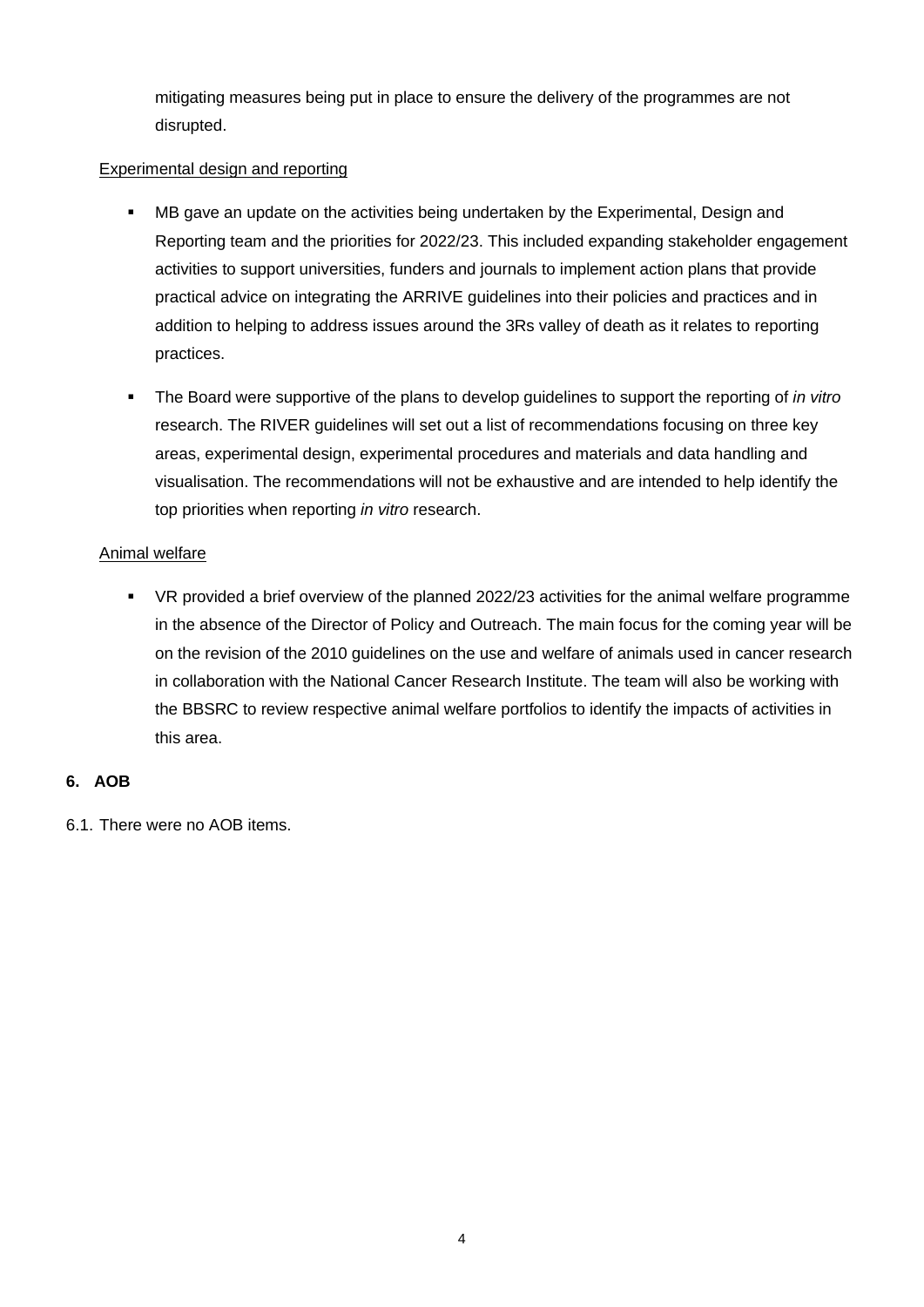mitigating measures being put in place to ensure the delivery of the programmes are not disrupted.

Experimental design and reporting

- MB gave an update on the activities being undertaken by the Experimental, Design and Reporting team and the priorities for 2022/23. This included expanding stakeholder engagement activities to support universities, funders and journals to implement action plans that provide practical advice on integrating the ARRIVE guidelines into their policies and practices and in addition to helping to address issues around the 3Rs valley of death as it relates to reporting practices.

- The Board were supportive of the plans to develop guidelines to support the reporting of *in vitro* research. The RIVER guidelines will set out a list of recommendations focusing on three key areas, experimental design, experimental procedures and materials and data handling and visualisation. The recommendations will not be exhaustive and are intended to help identify the top priorities when reporting *in vitro* research.

Animal welfare

- VR provided a brief overview of the planned 2022/23 activities for the animal welfare programme in the absence of the Director of Policy and Outreach. The main focus for the coming year will be on the revision of the 2010 guidelines on the use and welfare of animals used in cancer research in collaboration with the National Cancer Research Institute. The team will also be working with the BBSRC to review respective animal welfare portfolios to identify the impacts of activities in this area.

**6. AOB**

6.1. There were no AOB items.